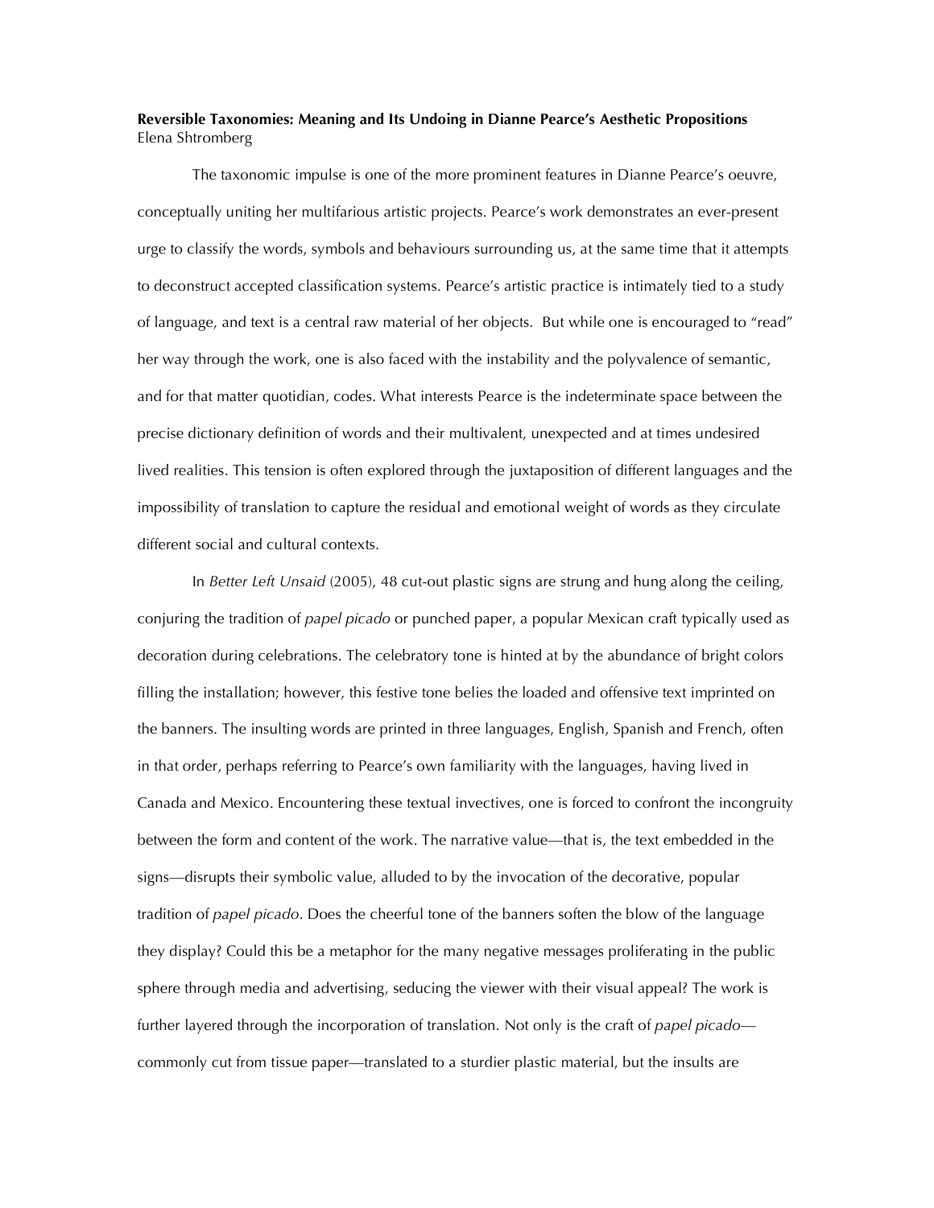**Reversible Taxonomies: Meaning and Its Undoing in Dianne Pearce's Aesthetic Propositions**
Elena Shtromberg

The taxonomic impulse is one of the more prominent features in Dianne Pearce's oeuvre, conceptually uniting her multifarious artistic projects. Pearce's work demonstrates an ever-present urge to classify the words, symbols and behaviours surrounding us, at the same time that it attempts to deconstruct accepted classification systems. Pearce's artistic practice is intimately tied to a study of language, and text is a central raw material of her objects. But while one is encouraged to "read" her way through the work, one is also faced with the instability and the polyvalence of semantic, and for that matter quotidian, codes. What interests Pearce is the indeterminate space between the precise dictionary definition of words and their multivalent, unexpected and at times undesired lived realities. This tension is often explored through the juxtaposition of different languages and the impossibility of translation to capture the residual and emotional weight of words as they circulate different social and cultural contexts.

In *Better Left Unsaid* (2005), 48 cut-out plastic signs are strung and hung along the ceiling, conjuring the tradition of *papel picado* or punched paper, a popular Mexican craft typically used as decoration during celebrations. The celebratory tone is hinted at by the abundance of bright colors filling the installation; however, this festive tone belies the loaded and offensive text imprinted on the banners. The insulting words are printed in three languages, English, Spanish and French, often in that order, perhaps referring to Pearce's own familiarity with the languages, having lived in Canada and Mexico. Encountering these textual invectives, one is forced to confront the incongruity between the form and content of the work. The narrative value—that is, the text embedded in the signs—disrupts their symbolic value, alluded to by the invocation of the decorative, popular tradition of *papel picado*. Does the cheerful tone of the banners soften the blow of the language they display? Could this be a metaphor for the many negative messages proliferating in the public sphere through media and advertising, seducing the viewer with their visual appeal? The work is further layered through the incorporation of translation. Not only is the craft of *papel picado*—commonly cut from tissue paper—translated to a sturdier plastic material, but the insults are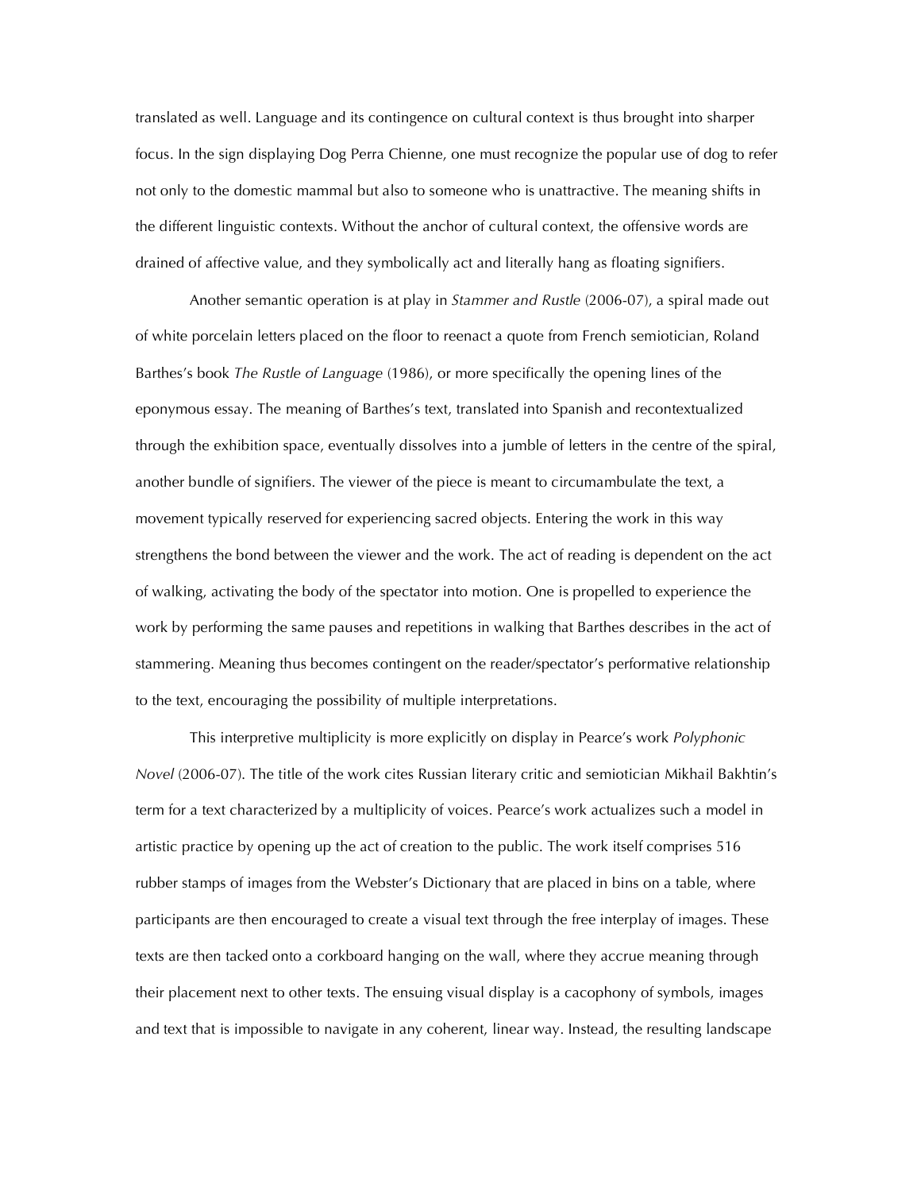translated as well. Language and its contingence on cultural context is thus brought into sharper focus. In the sign displaying Dog Perra Chienne, one must recognize the popular use of dog to refer not only to the domestic mammal but also to someone who is unattractive. The meaning shifts in the different linguistic contexts. Without the anchor of cultural context, the offensive words are drained of affective value, and they symbolically act and literally hang as floating signifiers.

Another semantic operation is at play in *Stammer and Rustle* (2006-07), a spiral made out of white porcelain letters placed on the floor to reenact a quote from French semiotician, Roland Barthes's book *The Rustle of Language* (1986), or more specifically the opening lines of the eponymous essay. The meaning of Barthes's text, translated into Spanish and recontextualized through the exhibition space, eventually dissolves into a jumble of letters in the centre of the spiral, another bundle of signifiers. The viewer of the piece is meant to circumambulate the text, a movement typically reserved for experiencing sacred objects. Entering the work in this way strengthens the bond between the viewer and the work. The act of reading is dependent on the act of walking, activating the body of the spectator into motion. One is propelled to experience the work by performing the same pauses and repetitions in walking that Barthes describes in the act of stammering. Meaning thus becomes contingent on the reader/spectator's performative relationship to the text, encouraging the possibility of multiple interpretations.

This interpretive multiplicity is more explicitly on display in Pearce's work *Polyphonic Novel* (2006-07). The title of the work cites Russian literary critic and semiotician Mikhail Bakhtin's term for a text characterized by a multiplicity of voices. Pearce's work actualizes such a model in artistic practice by opening up the act of creation to the public. The work itself comprises 516 rubber stamps of images from the Webster's Dictionary that are placed in bins on a table, where participants are then encouraged to create a visual text through the free interplay of images. These texts are then tacked onto a corkboard hanging on the wall, where they accrue meaning through their placement next to other texts. The ensuing visual display is a cacophony of symbols, images and text that is impossible to navigate in any coherent, linear way. Instead, the resulting landscape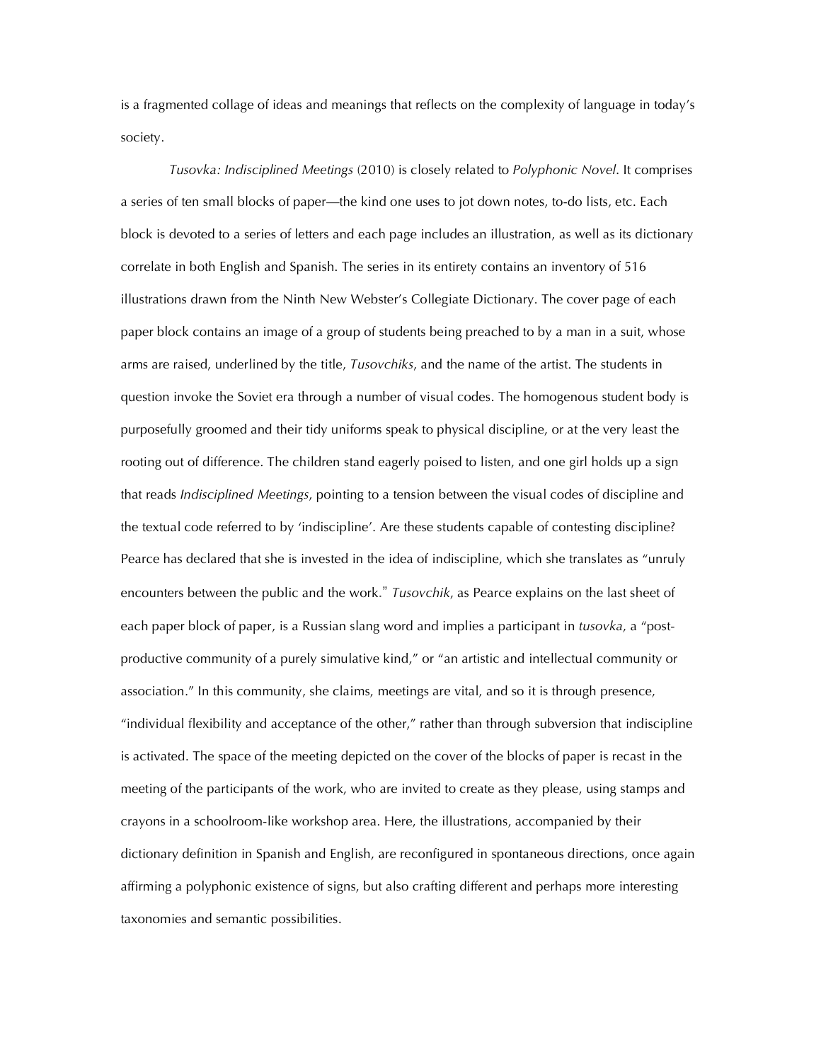is a fragmented collage of ideas and meanings that reflects on the complexity of language in today's society.

*Tusovka: Indisciplined Meetings* (2010) is closely related to *Polyphonic Novel*. It comprises a series of ten small blocks of paper—the kind one uses to jot down notes, to-do lists, etc. Each block is devoted to a series of letters and each page includes an illustration, as well as its dictionary correlate in both English and Spanish. The series in its entirety contains an inventory of 516 illustrations drawn from the Ninth New Webster's Collegiate Dictionary. The cover page of each paper block contains an image of a group of students being preached to by a man in a suit, whose arms are raised, underlined by the title, *Tusovchiks*, and the name of the artist. The students in question invoke the Soviet era through a number of visual codes. The homogenous student body is purposefully groomed and their tidy uniforms speak to physical discipline, or at the very least the rooting out of difference. The children stand eagerly poised to listen, and one girl holds up a sign that reads *Indisciplined Meetings*, pointing to a tension between the visual codes of discipline and the textual code referred to by 'indiscipline'. Are these students capable of contesting discipline? Pearce has declared that she is invested in the idea of indiscipline, which she translates as "unruly encounters between the public and the work." *Tusovchik*, as Pearce explains on the last sheet of each paper block of paper, is a Russian slang word and implies a participant in *tusovka*, a "post-productive community of a purely simulative kind," or "an artistic and intellectual community or association." In this community, she claims, meetings are vital, and so it is through presence, "individual flexibility and acceptance of the other," rather than through subversion that indiscipline is activated. The space of the meeting depicted on the cover of the blocks of paper is recast in the meeting of the participants of the work, who are invited to create as they please, using stamps and crayons in a schoolroom-like workshop area. Here, the illustrations, accompanied by their dictionary definition in Spanish and English, are reconfigured in spontaneous directions, once again affirming a polyphonic existence of signs, but also crafting different and perhaps more interesting taxonomies and semantic possibilities.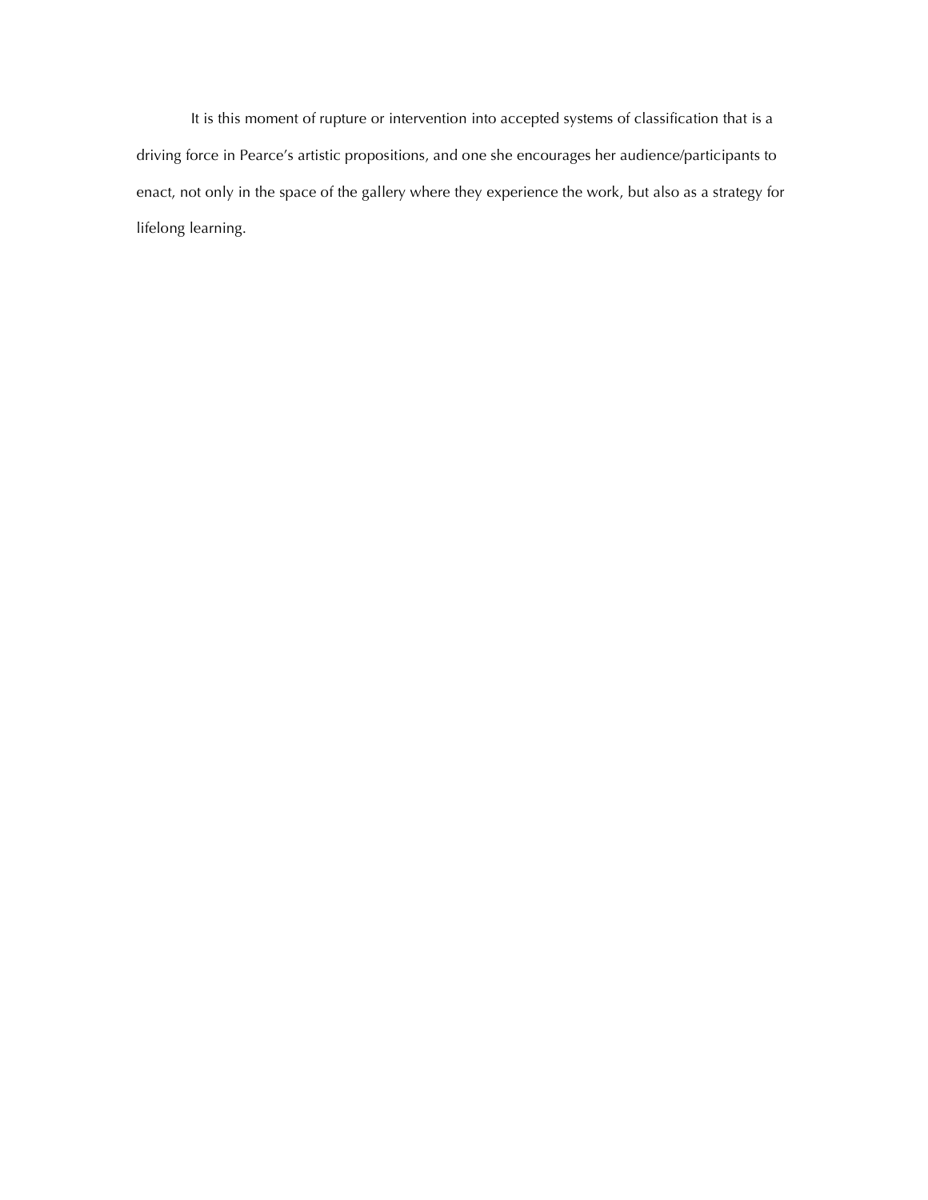It is this moment of rupture or intervention into accepted systems of classification that is a driving force in Pearce's artistic propositions, and one she encourages her audience/participants to enact, not only in the space of the gallery where they experience the work, but also as a strategy for lifelong learning.